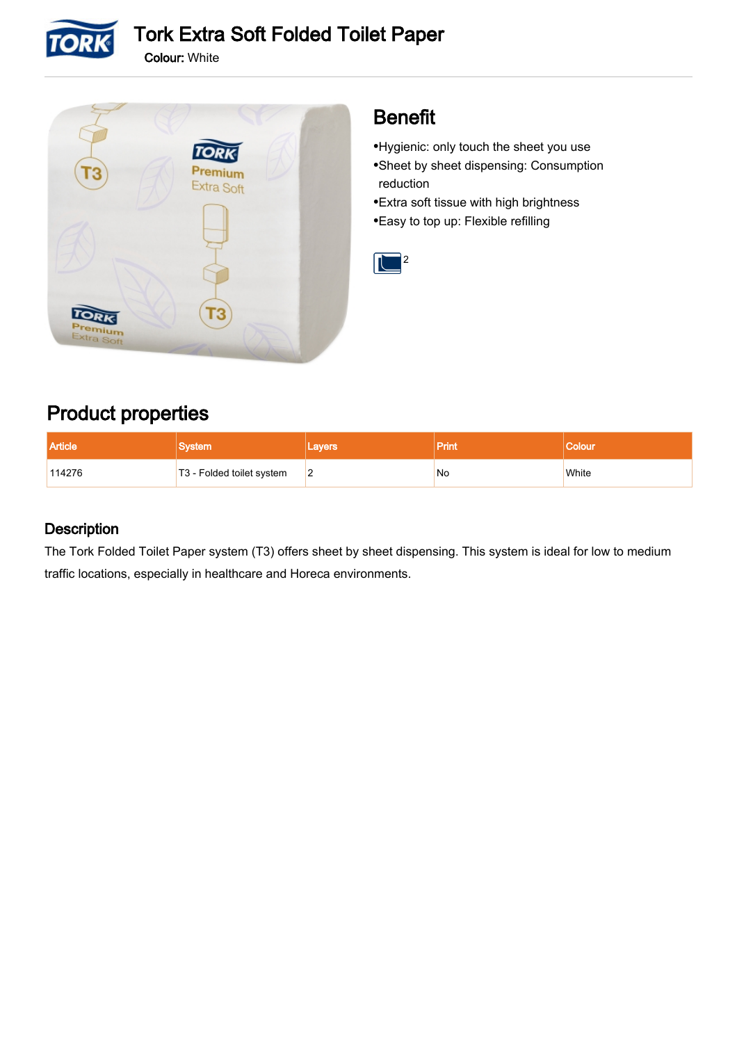# Tork Extra Soft Folded Toilet Paper

**Colour:** White

## Benefit

- Hygienic: only touch the sheet you use
- Sheet by sheet dispensing: Consumption reduction
- Extra soft tissue with high brightness
- Easy to top up: Flexible refilling

2

## Product properties

| Article | System | Layers | Print | Colour |
|---|---|---|---|---|
| 114276 | T3 - Folded toilet system | 2 | No | White |

### Description

The Tork Folded Toilet Paper system (T3) offers sheet by sheet dispensing. This system is ideal for low to medium traffic locations, especially in healthcare and Horeca environments.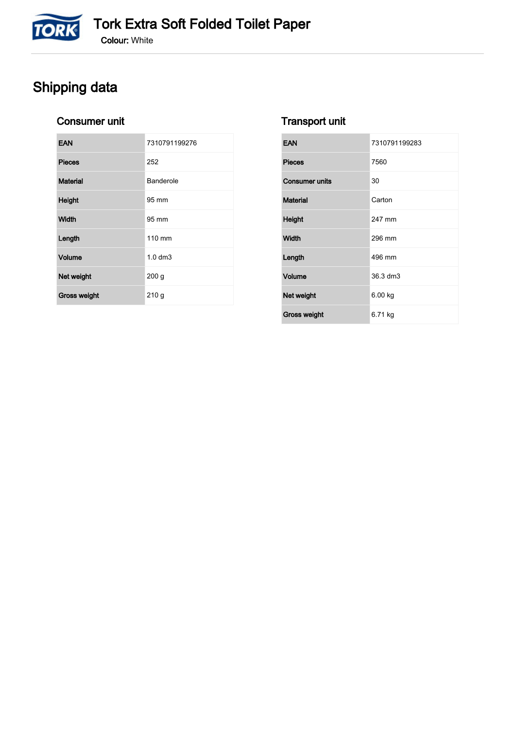# Tork Extra Soft Folded Toilet Paper

**Colour:** White

## Shipping data

### Consumer unit

| | |
|---|---|
| EAN | 7310791199276 |
| Pieces | 252 |
| Material | Banderole |
| Height | 95 mm |
| Width | 95 mm |
| Length | 110 mm |
| Volume | 1.0 dm3 |
| Net weight | 200 g |
| Gross weight | 210 g |

### Transport unit

| | |
|---|---|
| EAN | 7310791199283 |
| Pieces | 7560 |
| Consumer units | 30 |
| Material | Carton |
| Height | 247 mm |
| Width | 296 mm |
| Length | 496 mm |
| Volume | 36.3 dm3 |
| Net weight | 6.00 kg |
| Gross weight | 6.71 kg |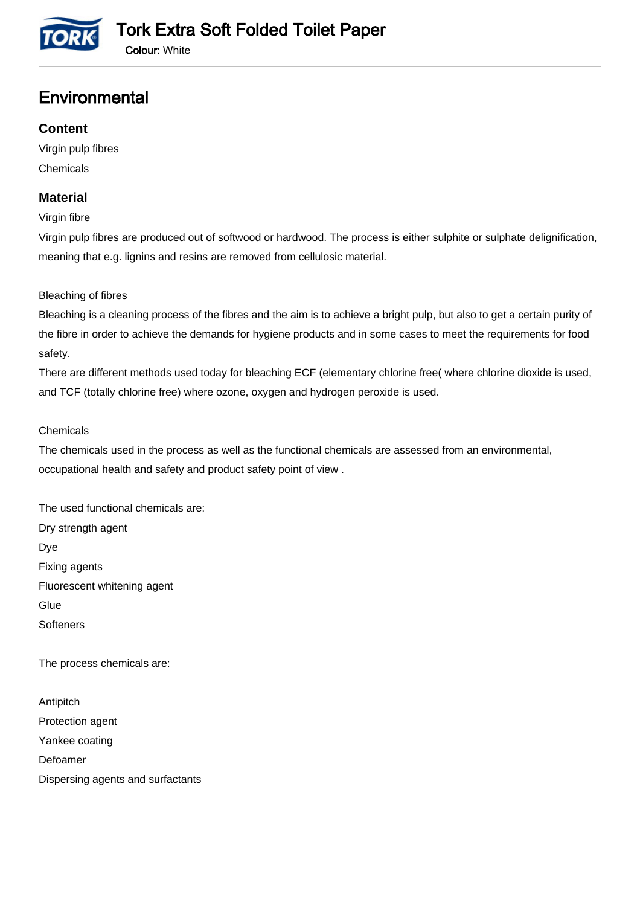# Tork Extra Soft Folded Toilet Paper

**Colour:** White

## Environmental

### Content

Virgin pulp fibres

Chemicals

### Material

Virgin fibre

Virgin pulp fibres are produced out of softwood or hardwood. The process is either sulphite or sulphate delignification, meaning that e.g. lignins and resins are removed from cellulosic material.

Bleaching of fibres

Bleaching is a cleaning process of the fibres and the aim is to achieve a bright pulp, but also to get a certain purity of the fibre in order to achieve the demands for hygiene products and in some cases to meet the requirements for food safety.

There are different methods used today for bleaching ECF (elementary chlorine free( where chlorine dioxide is used, and TCF (totally chlorine free) where ozone, oxygen and hydrogen peroxide is used.

Chemicals

The chemicals used in the process as well as the functional chemicals are assessed from an environmental, occupational health and safety and product safety point of view .

The used functional chemicals are:

Dry strength agent

Dye

Fixing agents

Fluorescent whitening agent

Glue

Softeners

The process chemicals are:

Antipitch

Protection agent

Yankee coating

Defoamer

Dispersing agents and surfactants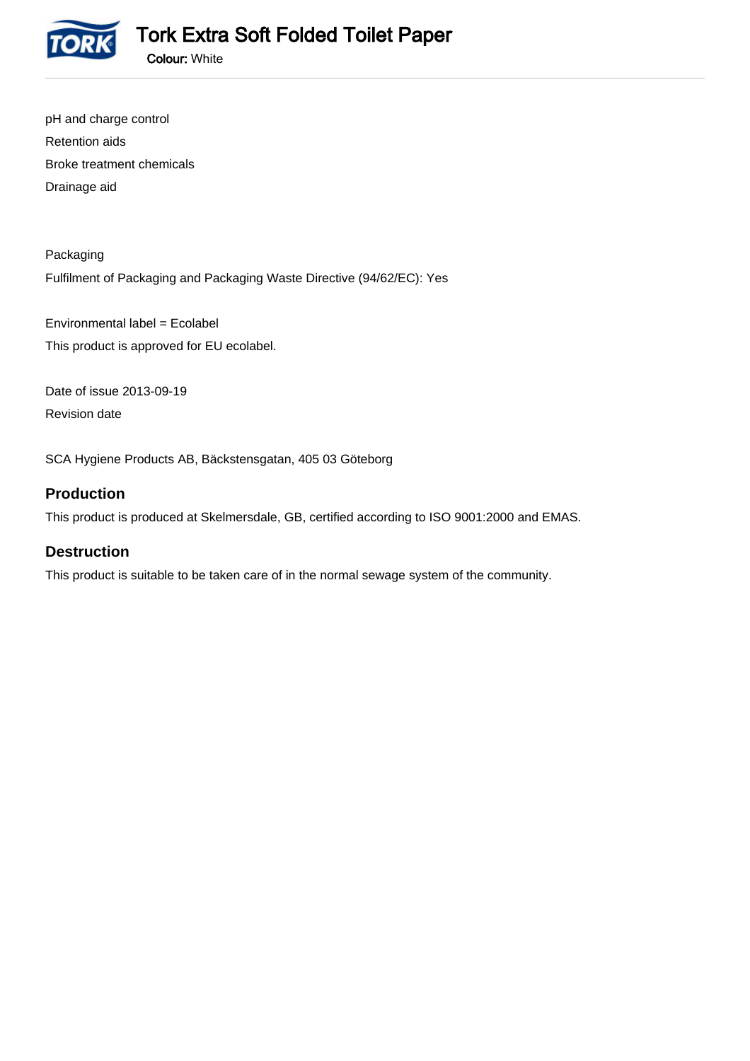pH and charge control

Retention aids

Broke treatment chemicals

Drainage aid

Packaging

Fulfilment of Packaging and Packaging Waste Directive (94/62/EC): Yes

Environmental label = Ecolabel

This product is approved for EU ecolabel.

Date of issue 2013-09-19

Revision date

SCA Hygiene Products AB, Bäckstensgatan, 405 03 Göteborg

## Production

This product is produced at Skelmersdale, GB, certified according to ISO 9001:2000 and EMAS.

## Destruction

This product is suitable to be taken care of in the normal sewage system of the community.